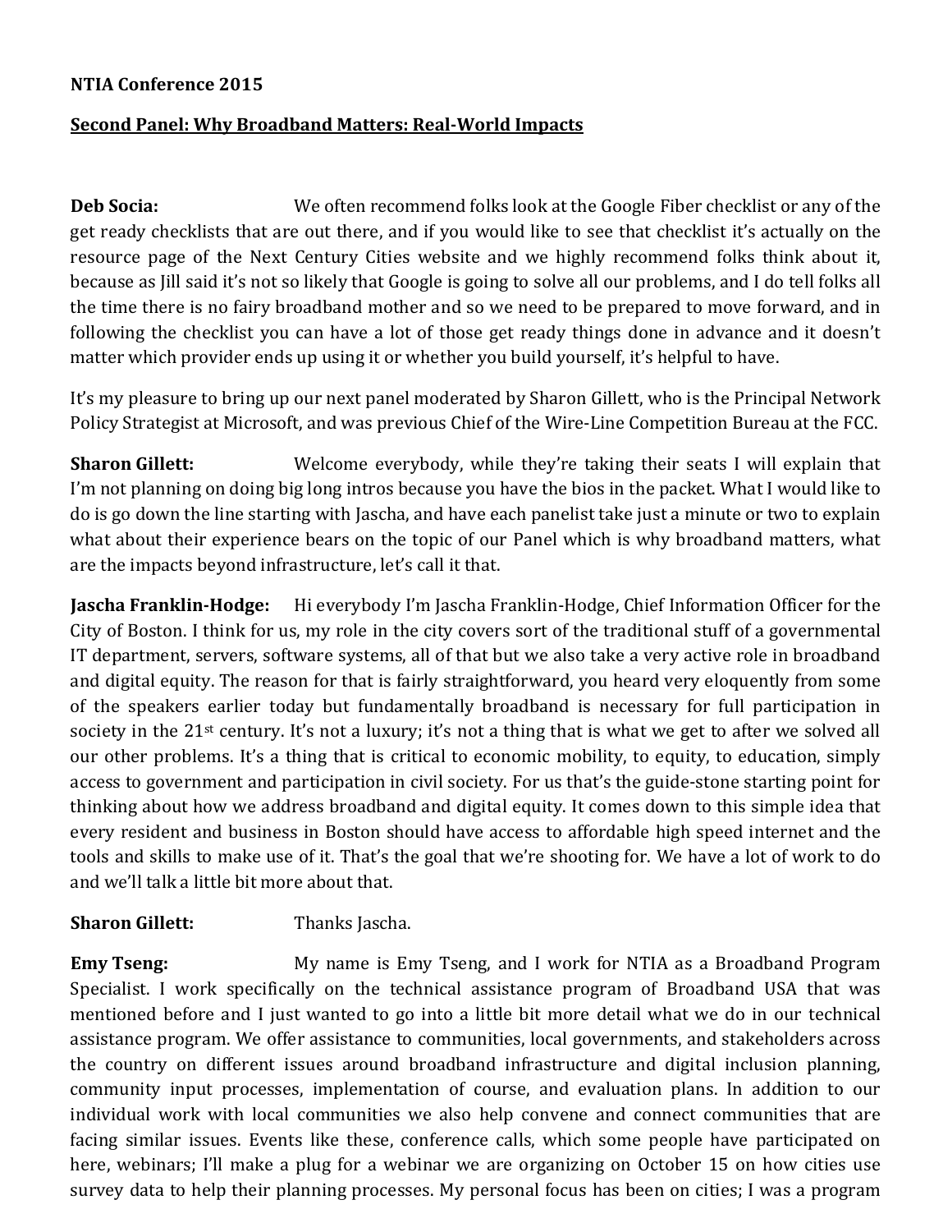**NTIA Conference 2015**

**Second Panel: Why Broadband Matters: Real-World Impacts**

**Deb Socia:** We often recommend folks look at the Google Fiber checklist or any of the get ready checklists that are out there, and if you would like to see that checklist it's actually on the resource page of the Next Century Cities website and we highly recommend folks think about it, because as Jill said it's not so likely that Google is going to solve all our problems, and I do tell folks all the time there is no fairy broadband mother and so we need to be prepared to move forward, and in following the checklist you can have a lot of those get ready things done in advance and it doesn't matter which provider ends up using it or whether you build yourself, it's helpful to have.

It's my pleasure to bring up our next panel moderated by Sharon Gillett, who is the Principal Network Policy Strategist at Microsoft, and was previous Chief of the Wire-Line Competition Bureau at the FCC.

**Sharon Gillett:** Welcome everybody, while they're taking their seats I will explain that I'm not planning on doing big long intros because you have the bios in the packet. What I would like to do is go down the line starting with Jascha, and have each panelist take just a minute or two to explain what about their experience bears on the topic of our Panel which is why broadband matters, what are the impacts beyond infrastructure, let's call it that.

**Jascha Franklin-Hodge:** Hi everybody I'm Jascha Franklin-Hodge, Chief Information Officer for the City of Boston. I think for us, my role in the city covers sort of the traditional stuff of a governmental IT department, servers, software systems, all of that but we also take a very active role in broadband and digital equity. The reason for that is fairly straightforward, you heard very eloquently from some of the speakers earlier today but fundamentally broadband is necessary for full participation in society in the 21st century. It's not a luxury; it's not a thing that is what we get to after we solved all our other problems. It's a thing that is critical to economic mobility, to equity, to education, simply access to government and participation in civil society. For us that's the guide-stone starting point for thinking about how we address broadband and digital equity. It comes down to this simple idea that every resident and business in Boston should have access to affordable high speed internet and the tools and skills to make use of it. That's the goal that we're shooting for. We have a lot of work to do and we'll talk a little bit more about that.

**Sharon Gillett:** Thanks Jascha.

**Emy Tseng:** My name is Emy Tseng, and I work for NTIA as a Broadband Program Specialist. I work specifically on the technical assistance program of Broadband USA that was mentioned before and I just wanted to go into a little bit more detail what we do in our technical assistance program. We offer assistance to communities, local governments, and stakeholders across the country on different issues around broadband infrastructure and digital inclusion planning, community input processes, implementation of course, and evaluation plans. In addition to our individual work with local communities we also help convene and connect communities that are facing similar issues. Events like these, conference calls, which some people have participated on here, webinars; I'll make a plug for a webinar we are organizing on October 15 on how cities use survey data to help their planning processes. My personal focus has been on cities; I was a program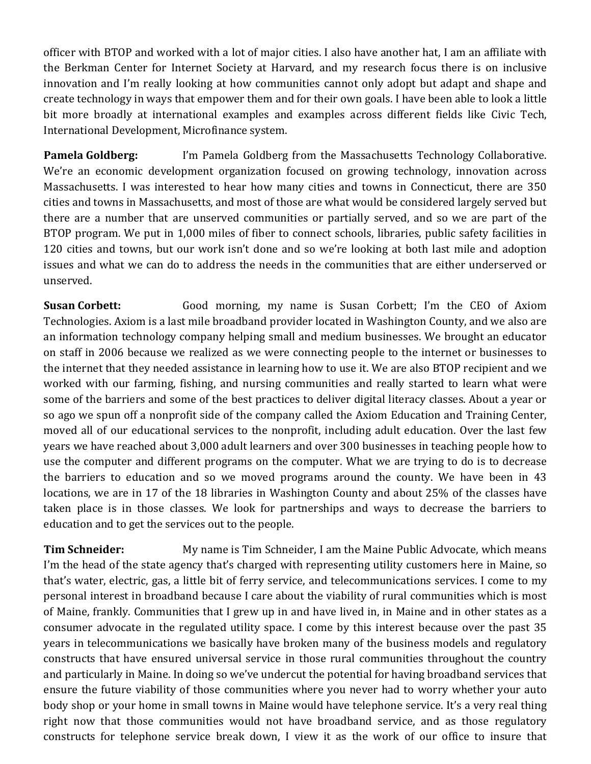officer with BTOP and worked with a lot of major cities. I also have another hat, I am an affiliate with the Berkman Center for Internet Society at Harvard, and my research focus there is on inclusive innovation and I'm really looking at how communities cannot only adopt but adapt and shape and create technology in ways that empower them and for their own goals. I have been able to look a little bit more broadly at international examples and examples across different fields like Civic Tech, International Development, Microfinance system.

**Pamela Goldberg:** I'm Pamela Goldberg from the Massachusetts Technology Collaborative. We're an economic development organization focused on growing technology, innovation across Massachusetts. I was interested to hear how many cities and towns in Connecticut, there are 350 cities and towns in Massachusetts, and most of those are what would be considered largely served but there are a number that are unserved communities or partially served, and so we are part of the BTOP program. We put in 1,000 miles of fiber to connect schools, libraries, public safety facilities in 120 cities and towns, but our work isn't done and so we're looking at both last mile and adoption issues and what we can do to address the needs in the communities that are either underserved or unserved.

**Susan Corbett:** Good morning, my name is Susan Corbett; I'm the CEO of Axiom Technologies. Axiom is a last mile broadband provider located in Washington County, and we also are an information technology company helping small and medium businesses. We brought an educator on staff in 2006 because we realized as we were connecting people to the internet or businesses to the internet that they needed assistance in learning how to use it. We are also BTOP recipient and we worked with our farming, fishing, and nursing communities and really started to learn what were some of the barriers and some of the best practices to deliver digital literacy classes. About a year or so ago we spun off a nonprofit side of the company called the Axiom Education and Training Center, moved all of our educational services to the nonprofit, including adult education. Over the last few years we have reached about 3,000 adult learners and over 300 businesses in teaching people how to use the computer and different programs on the computer. What we are trying to do is to decrease the barriers to education and so we moved programs around the county. We have been in 43 locations, we are in 17 of the 18 libraries in Washington County and about 25% of the classes have taken place is in those classes. We look for partnerships and ways to decrease the barriers to education and to get the services out to the people.

**Tim Schneider:** My name is Tim Schneider, I am the Maine Public Advocate, which means I'm the head of the state agency that's charged with representing utility customers here in Maine, so that's water, electric, gas, a little bit of ferry service, and telecommunications services. I come to my personal interest in broadband because I care about the viability of rural communities which is most of Maine, frankly. Communities that I grew up in and have lived in, in Maine and in other states as a consumer advocate in the regulated utility space. I come by this interest because over the past 35 years in telecommunications we basically have broken many of the business models and regulatory constructs that have ensured universal service in those rural communities throughout the country and particularly in Maine. In doing so we've undercut the potential for having broadband services that ensure the future viability of those communities where you never had to worry whether your auto body shop or your home in small towns in Maine would have telephone service. It's a very real thing right now that those communities would not have broadband service, and as those regulatory constructs for telephone service break down, I view it as the work of our office to insure that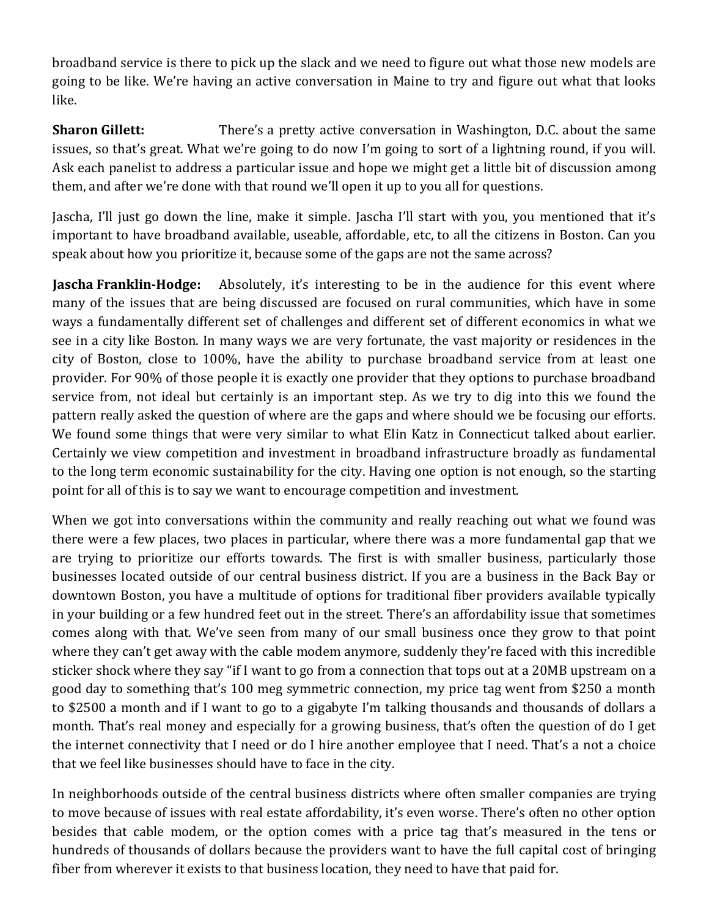broadband service is there to pick up the slack and we need to figure out what those new models are going to be like. We're having an active conversation in Maine to try and figure out what that looks like.

**Sharon Gillett:** There's a pretty active conversation in Washington, D.C. about the same issues, so that's great. What we're going to do now I'm going to sort of a lightning round, if you will. Ask each panelist to address a particular issue and hope we might get a little bit of discussion among them, and after we're done with that round we'll open it up to you all for questions.

Jascha, I'll just go down the line, make it simple. Jascha I'll start with you, you mentioned that it's important to have broadband available, useable, affordable, etc, to all the citizens in Boston. Can you speak about how you prioritize it, because some of the gaps are not the same across?

**Jascha Franklin-Hodge:** Absolutely, it's interesting to be in the audience for this event where many of the issues that are being discussed are focused on rural communities, which have in some ways a fundamentally different set of challenges and different set of different economics in what we see in a city like Boston. In many ways we are very fortunate, the vast majority or residences in the city of Boston, close to 100%, have the ability to purchase broadband service from at least one provider. For 90% of those people it is exactly one provider that they options to purchase broadband service from, not ideal but certainly is an important step. As we try to dig into this we found the pattern really asked the question of where are the gaps and where should we be focusing our efforts. We found some things that were very similar to what Elin Katz in Connecticut talked about earlier. Certainly we view competition and investment in broadband infrastructure broadly as fundamental to the long term economic sustainability for the city. Having one option is not enough, so the starting point for all of this is to say we want to encourage competition and investment.

When we got into conversations within the community and really reaching out what we found was there were a few places, two places in particular, where there was a more fundamental gap that we are trying to prioritize our efforts towards. The first is with smaller business, particularly those businesses located outside of our central business district. If you are a business in the Back Bay or downtown Boston, you have a multitude of options for traditional fiber providers available typically in your building or a few hundred feet out in the street. There's an affordability issue that sometimes comes along with that. We've seen from many of our small business once they grow to that point where they can't get away with the cable modem anymore, suddenly they're faced with this incredible sticker shock where they say "if I want to go from a connection that tops out at a 20MB upstream on a good day to something that's 100 meg symmetric connection, my price tag went from $250 a month to $2500 a month and if I want to go to a gigabyte I'm talking thousands and thousands of dollars a month. That's real money and especially for a growing business, that's often the question of do I get the internet connectivity that I need or do I hire another employee that I need. That's a not a choice that we feel like businesses should have to face in the city.

In neighborhoods outside of the central business districts where often smaller companies are trying to move because of issues with real estate affordability, it's even worse. There's often no other option besides that cable modem, or the option comes with a price tag that's measured in the tens or hundreds of thousands of dollars because the providers want to have the full capital cost of bringing fiber from wherever it exists to that business location, they need to have that paid for.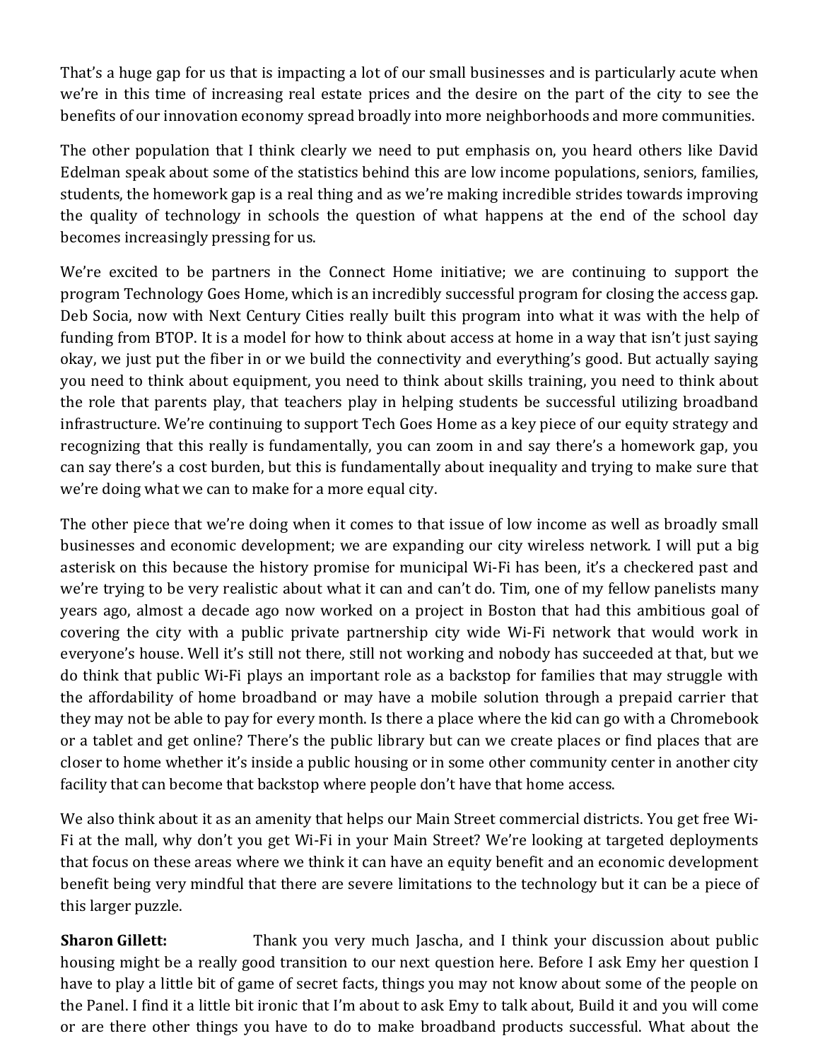That's a huge gap for us that is impacting a lot of our small businesses and is particularly acute when we're in this time of increasing real estate prices and the desire on the part of the city to see the benefits of our innovation economy spread broadly into more neighborhoods and more communities.

The other population that I think clearly we need to put emphasis on, you heard others like David Edelman speak about some of the statistics behind this are low income populations, seniors, families, students, the homework gap is a real thing and as we're making incredible strides towards improving the quality of technology in schools the question of what happens at the end of the school day becomes increasingly pressing for us.

We're excited to be partners in the Connect Home initiative; we are continuing to support the program Technology Goes Home, which is an incredibly successful program for closing the access gap. Deb Socia, now with Next Century Cities really built this program into what it was with the help of funding from BTOP. It is a model for how to think about access at home in a way that isn't just saying okay, we just put the fiber in or we build the connectivity and everything's good. But actually saying you need to think about equipment, you need to think about skills training, you need to think about the role that parents play, that teachers play in helping students be successful utilizing broadband infrastructure. We're continuing to support Tech Goes Home as a key piece of our equity strategy and recognizing that this really is fundamentally, you can zoom in and say there's a homework gap, you can say there's a cost burden, but this is fundamentally about inequality and trying to make sure that we're doing what we can to make for a more equal city.

The other piece that we're doing when it comes to that issue of low income as well as broadly small businesses and economic development; we are expanding our city wireless network. I will put a big asterisk on this because the history promise for municipal Wi-Fi has been, it's a checkered past and we're trying to be very realistic about what it can and can't do. Tim, one of my fellow panelists many years ago, almost a decade ago now worked on a project in Boston that had this ambitious goal of covering the city with a public private partnership city wide Wi-Fi network that would work in everyone's house. Well it's still not there, still not working and nobody has succeeded at that, but we do think that public Wi-Fi plays an important role as a backstop for families that may struggle with the affordability of home broadband or may have a mobile solution through a prepaid carrier that they may not be able to pay for every month. Is there a place where the kid can go with a Chromebook or a tablet and get online? There's the public library but can we create places or find places that are closer to home whether it's inside a public housing or in some other community center in another city facility that can become that backstop where people don't have that home access.

We also think about it as an amenity that helps our Main Street commercial districts. You get free Wi-Fi at the mall, why don't you get Wi-Fi in your Main Street? We're looking at targeted deployments that focus on these areas where we think it can have an equity benefit and an economic development benefit being very mindful that there are severe limitations to the technology but it can be a piece of this larger puzzle.

**Sharon Gillett:** Thank you very much Jascha, and I think your discussion about public housing might be a really good transition to our next question here. Before I ask Emy her question I have to play a little bit of game of secret facts, things you may not know about some of the people on the Panel. I find it a little bit ironic that I'm about to ask Emy to talk about, Build it and you will come or are there other things you have to do to make broadband products successful. What about the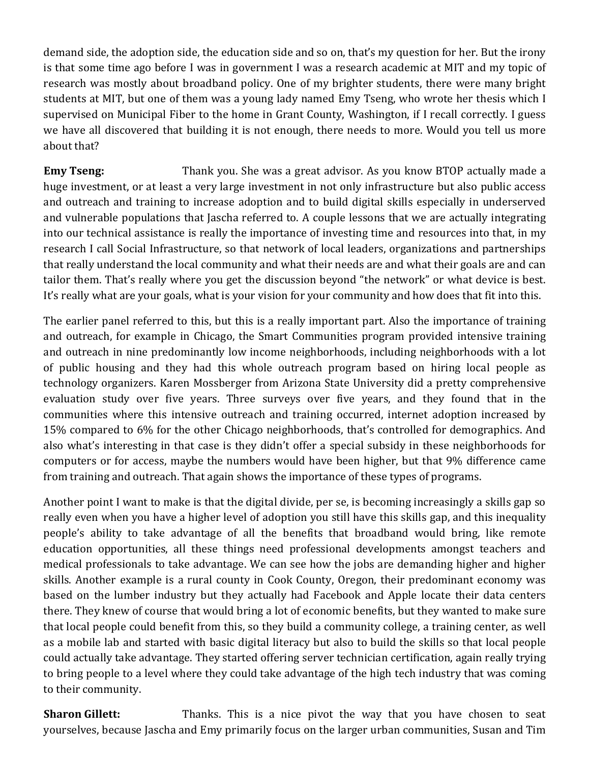demand side, the adoption side, the education side and so on, that's my question for her. But the irony is that some time ago before I was in government I was a research academic at MIT and my topic of research was mostly about broadband policy. One of my brighter students, there were many bright students at MIT, but one of them was a young lady named Emy Tseng, who wrote her thesis which I supervised on Municipal Fiber to the home in Grant County, Washington, if I recall correctly. I guess we have all discovered that building it is not enough, there needs to more. Would you tell us more about that?

**Emy Tseng:** Thank you. She was a great advisor. As you know BTOP actually made a huge investment, or at least a very large investment in not only infrastructure but also public access and outreach and training to increase adoption and to build digital skills especially in underserved and vulnerable populations that Jascha referred to. A couple lessons that we are actually integrating into our technical assistance is really the importance of investing time and resources into that, in my research I call Social Infrastructure, so that network of local leaders, organizations and partnerships that really understand the local community and what their needs are and what their goals are and can tailor them. That's really where you get the discussion beyond "the network" or what device is best. It's really what are your goals, what is your vision for your community and how does that fit into this.

The earlier panel referred to this, but this is a really important part. Also the importance of training and outreach, for example in Chicago, the Smart Communities program provided intensive training and outreach in nine predominantly low income neighborhoods, including neighborhoods with a lot of public housing and they had this whole outreach program based on hiring local people as technology organizers. Karen Mossberger from Arizona State University did a pretty comprehensive evaluation study over five years. Three surveys over five years, and they found that in the communities where this intensive outreach and training occurred, internet adoption increased by 15% compared to 6% for the other Chicago neighborhoods, that's controlled for demographics. And also what's interesting in that case is they didn't offer a special subsidy in these neighborhoods for computers or for access, maybe the numbers would have been higher, but that 9% difference came from training and outreach. That again shows the importance of these types of programs.

Another point I want to make is that the digital divide, per se, is becoming increasingly a skills gap so really even when you have a higher level of adoption you still have this skills gap, and this inequality people's ability to take advantage of all the benefits that broadband would bring, like remote education opportunities, all these things need professional developments amongst teachers and medical professionals to take advantage. We can see how the jobs are demanding higher and higher skills. Another example is a rural county in Cook County, Oregon, their predominant economy was based on the lumber industry but they actually had Facebook and Apple locate their data centers there. They knew of course that would bring a lot of economic benefits, but they wanted to make sure that local people could benefit from this, so they build a community college, a training center, as well as a mobile lab and started with basic digital literacy but also to build the skills so that local people could actually take advantage. They started offering server technician certification, again really trying to bring people to a level where they could take advantage of the high tech industry that was coming to their community.

**Sharon Gillett:** Thanks. This is a nice pivot the way that you have chosen to seat yourselves, because Jascha and Emy primarily focus on the larger urban communities, Susan and Tim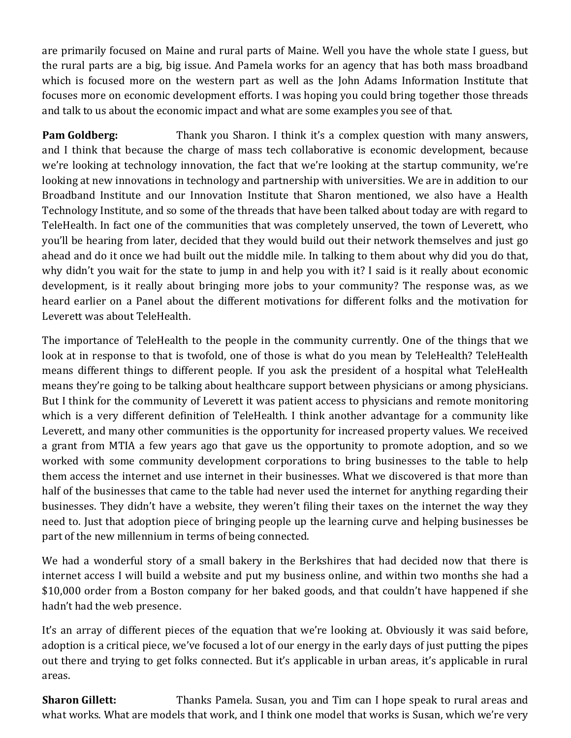are primarily focused on Maine and rural parts of Maine. Well you have the whole state I guess, but the rural parts are a big, big issue. And Pamela works for an agency that has both mass broadband which is focused more on the western part as well as the John Adams Information Institute that focuses more on economic development efforts. I was hoping you could bring together those threads and talk to us about the economic impact and what are some examples you see of that.

**Pam Goldberg:** Thank you Sharon. I think it's a complex question with many answers, and I think that because the charge of mass tech collaborative is economic development, because we're looking at technology innovation, the fact that we're looking at the startup community, we're looking at new innovations in technology and partnership with universities. We are in addition to our Broadband Institute and our Innovation Institute that Sharon mentioned, we also have a Health Technology Institute, and so some of the threads that have been talked about today are with regard to TeleHealth. In fact one of the communities that was completely unserved, the town of Leverett, who you'll be hearing from later, decided that they would build out their network themselves and just go ahead and do it once we had built out the middle mile. In talking to them about why did you do that, why didn't you wait for the state to jump in and help you with it? I said is it really about economic development, is it really about bringing more jobs to your community? The response was, as we heard earlier on a Panel about the different motivations for different folks and the motivation for Leverett was about TeleHealth.

The importance of TeleHealth to the people in the community currently. One of the things that we look at in response to that is twofold, one of those is what do you mean by TeleHealth? TeleHealth means different things to different people. If you ask the president of a hospital what TeleHealth means they're going to be talking about healthcare support between physicians or among physicians. But I think for the community of Leverett it was patient access to physicians and remote monitoring which is a very different definition of TeleHealth. I think another advantage for a community like Leverett, and many other communities is the opportunity for increased property values. We received a grant from MTIA a few years ago that gave us the opportunity to promote adoption, and so we worked with some community development corporations to bring businesses to the table to help them access the internet and use internet in their businesses. What we discovered is that more than half of the businesses that came to the table had never used the internet for anything regarding their businesses. They didn't have a website, they weren't filing their taxes on the internet the way they need to. Just that adoption piece of bringing people up the learning curve and helping businesses be part of the new millennium in terms of being connected.

We had a wonderful story of a small bakery in the Berkshires that had decided now that there is internet access I will build a website and put my business online, and within two months she had a $10,000 order from a Boston company for her baked goods, and that couldn't have happened if she hadn't had the web presence.

It's an array of different pieces of the equation that we're looking at. Obviously it was said before, adoption is a critical piece, we've focused a lot of our energy in the early days of just putting the pipes out there and trying to get folks connected. But it's applicable in urban areas, it's applicable in rural areas.

**Sharon Gillett:** Thanks Pamela. Susan, you and Tim can I hope speak to rural areas and what works. What are models that work, and I think one model that works is Susan, which we're very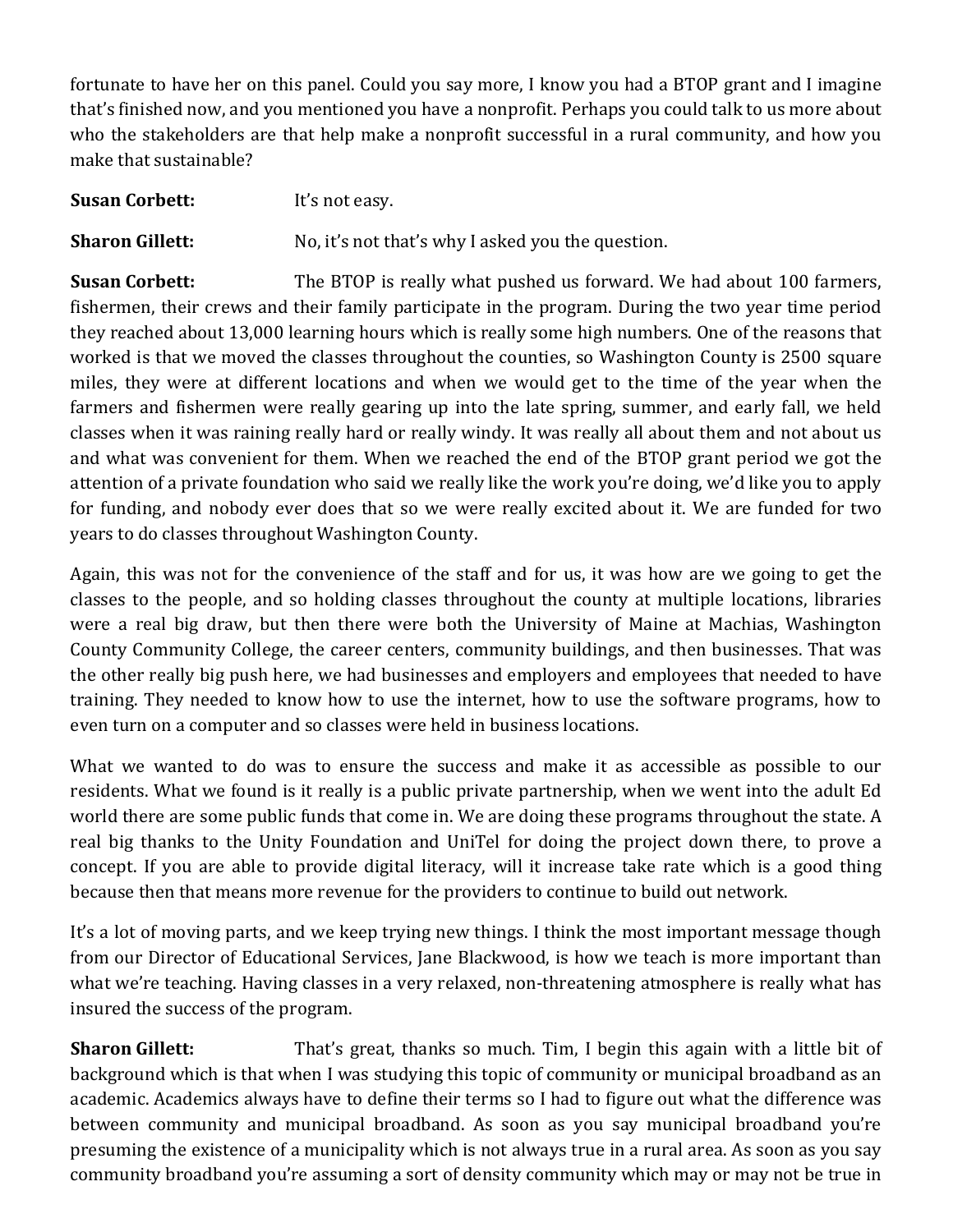fortunate to have her on this panel. Could you say more, I know you had a BTOP grant and I imagine that's finished now, and you mentioned you have a nonprofit. Perhaps you could talk to us more about who the stakeholders are that help make a nonprofit successful in a rural community, and how you make that sustainable?

**Susan Corbett:** It's not easy.

**Sharon Gillett:** No, it's not that's why I asked you the question.

**Susan Corbett:** The BTOP is really what pushed us forward. We had about 100 farmers, fishermen, their crews and their family participate in the program. During the two year time period they reached about 13,000 learning hours which is really some high numbers. One of the reasons that worked is that we moved the classes throughout the counties, so Washington County is 2500 square miles, they were at different locations and when we would get to the time of the year when the farmers and fishermen were really gearing up into the late spring, summer, and early fall, we held classes when it was raining really hard or really windy. It was really all about them and not about us and what was convenient for them. When we reached the end of the BTOP grant period we got the attention of a private foundation who said we really like the work you're doing, we'd like you to apply for funding, and nobody ever does that so we were really excited about it. We are funded for two years to do classes throughout Washington County.

Again, this was not for the convenience of the staff and for us, it was how are we going to get the classes to the people, and so holding classes throughout the county at multiple locations, libraries were a real big draw, but then there were both the University of Maine at Machias, Washington County Community College, the career centers, community buildings, and then businesses. That was the other really big push here, we had businesses and employers and employees that needed to have training. They needed to know how to use the internet, how to use the software programs, how to even turn on a computer and so classes were held in business locations.

What we wanted to do was to ensure the success and make it as accessible as possible to our residents. What we found is it really is a public private partnership, when we went into the adult Ed world there are some public funds that come in. We are doing these programs throughout the state. A real big thanks to the Unity Foundation and UniTel for doing the project down there, to prove a concept. If you are able to provide digital literacy, will it increase take rate which is a good thing because then that means more revenue for the providers to continue to build out network.

It's a lot of moving parts, and we keep trying new things. I think the most important message though from our Director of Educational Services, Jane Blackwood, is how we teach is more important than what we're teaching. Having classes in a very relaxed, non-threatening atmosphere is really what has insured the success of the program.

**Sharon Gillett:** That's great, thanks so much. Tim, I begin this again with a little bit of background which is that when I was studying this topic of community or municipal broadband as an academic. Academics always have to define their terms so I had to figure out what the difference was between community and municipal broadband. As soon as you say municipal broadband you're presuming the existence of a municipality which is not always true in a rural area. As soon as you say community broadband you're assuming a sort of density community which may or may not be true in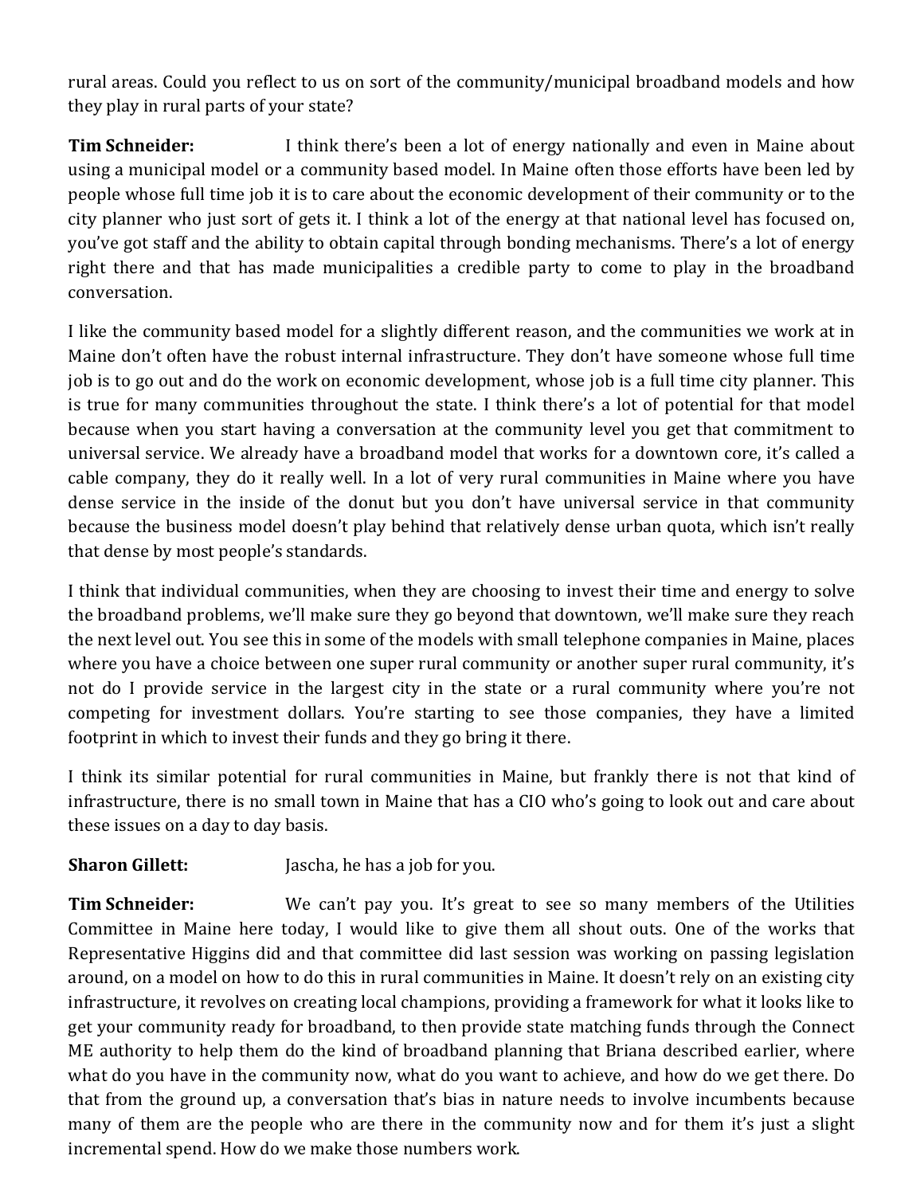rural areas. Could you reflect to us on sort of the community/municipal broadband models and how they play in rural parts of your state?

**Tim Schneider:** I think there's been a lot of energy nationally and even in Maine about using a municipal model or a community based model. In Maine often those efforts have been led by people whose full time job it is to care about the economic development of their community or to the city planner who just sort of gets it. I think a lot of the energy at that national level has focused on, you've got staff and the ability to obtain capital through bonding mechanisms. There's a lot of energy right there and that has made municipalities a credible party to come to play in the broadband conversation.

I like the community based model for a slightly different reason, and the communities we work at in Maine don't often have the robust internal infrastructure. They don't have someone whose full time job is to go out and do the work on economic development, whose job is a full time city planner. This is true for many communities throughout the state. I think there's a lot of potential for that model because when you start having a conversation at the community level you get that commitment to universal service. We already have a broadband model that works for a downtown core, it's called a cable company, they do it really well. In a lot of very rural communities in Maine where you have dense service in the inside of the donut but you don't have universal service in that community because the business model doesn't play behind that relatively dense urban quota, which isn't really that dense by most people's standards.

I think that individual communities, when they are choosing to invest their time and energy to solve the broadband problems, we'll make sure they go beyond that downtown, we'll make sure they reach the next level out. You see this in some of the models with small telephone companies in Maine, places where you have a choice between one super rural community or another super rural community, it's not do I provide service in the largest city in the state or a rural community where you're not competing for investment dollars. You're starting to see those companies, they have a limited footprint in which to invest their funds and they go bring it there.

I think its similar potential for rural communities in Maine, but frankly there is not that kind of infrastructure, there is no small town in Maine that has a CIO who's going to look out and care about these issues on a day to day basis.

**Sharon Gillett:** Jascha, he has a job for you.

**Tim Schneider:** We can't pay you. It's great to see so many members of the Utilities Committee in Maine here today, I would like to give them all shout outs. One of the works that Representative Higgins did and that committee did last session was working on passing legislation around, on a model on how to do this in rural communities in Maine. It doesn't rely on an existing city infrastructure, it revolves on creating local champions, providing a framework for what it looks like to get your community ready for broadband, to then provide state matching funds through the Connect ME authority to help them do the kind of broadband planning that Briana described earlier, where what do you have in the community now, what do you want to achieve, and how do we get there. Do that from the ground up, a conversation that's bias in nature needs to involve incumbents because many of them are the people who are there in the community now and for them it's just a slight incremental spend. How do we make those numbers work.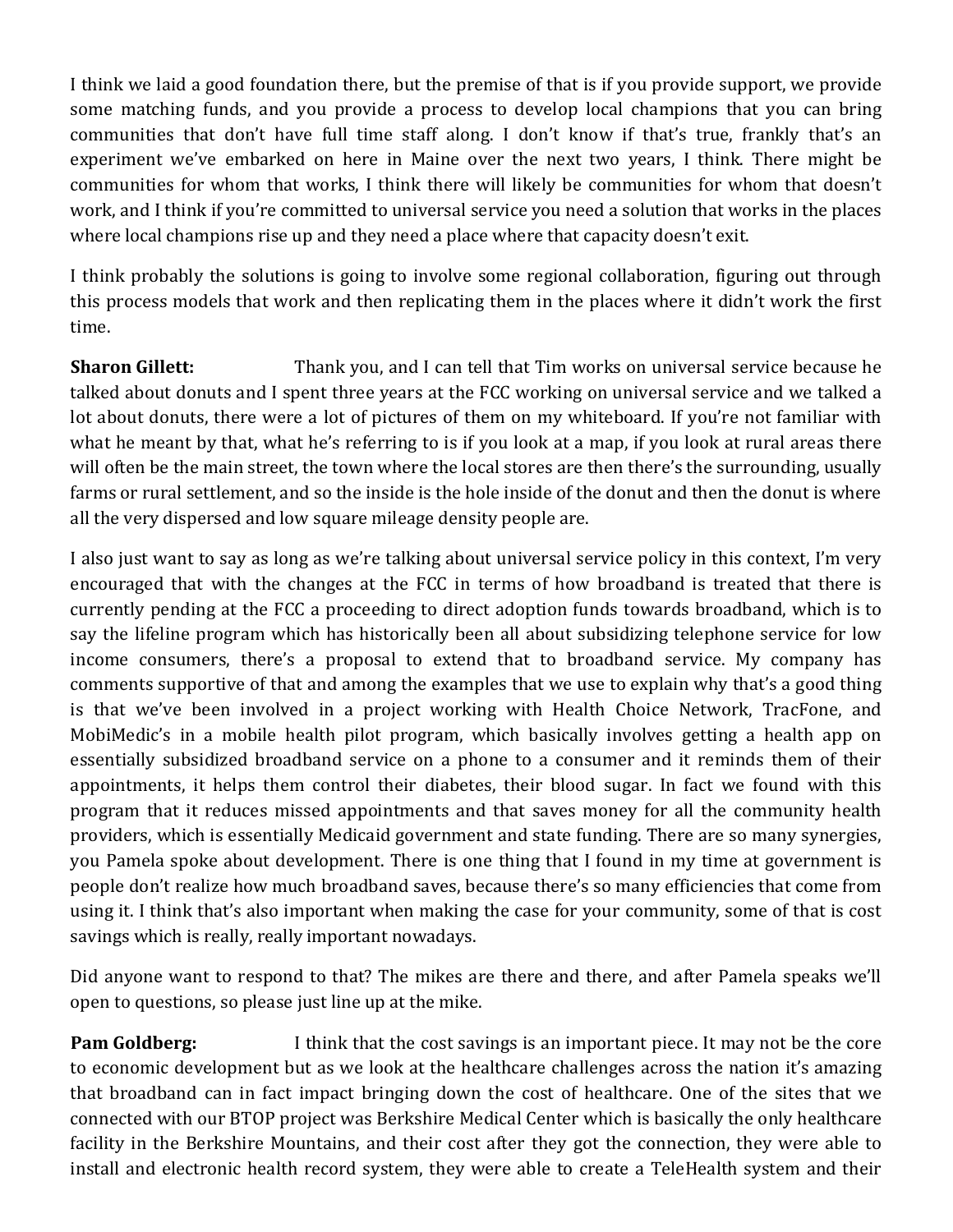I think we laid a good foundation there, but the premise of that is if you provide support, we provide some matching funds, and you provide a process to develop local champions that you can bring communities that don't have full time staff along. I don't know if that's true, frankly that's an experiment we've embarked on here in Maine over the next two years, I think. There might be communities for whom that works, I think there will likely be communities for whom that doesn't work, and I think if you're committed to universal service you need a solution that works in the places where local champions rise up and they need a place where that capacity doesn't exit.

I think probably the solutions is going to involve some regional collaboration, figuring out through this process models that work and then replicating them in the places where it didn't work the first time.

**Sharon Gillett:** Thank you, and I can tell that Tim works on universal service because he talked about donuts and I spent three years at the FCC working on universal service and we talked a lot about donuts, there were a lot of pictures of them on my whiteboard. If you're not familiar with what he meant by that, what he's referring to is if you look at a map, if you look at rural areas there will often be the main street, the town where the local stores are then there's the surrounding, usually farms or rural settlement, and so the inside is the hole inside of the donut and then the donut is where all the very dispersed and low square mileage density people are.

I also just want to say as long as we're talking about universal service policy in this context, I'm very encouraged that with the changes at the FCC in terms of how broadband is treated that there is currently pending at the FCC a proceeding to direct adoption funds towards broadband, which is to say the lifeline program which has historically been all about subsidizing telephone service for low income consumers, there's a proposal to extend that to broadband service. My company has comments supportive of that and among the examples that we use to explain why that's a good thing is that we've been involved in a project working with Health Choice Network, TracFone, and MobiMedic's in a mobile health pilot program, which basically involves getting a health app on essentially subsidized broadband service on a phone to a consumer and it reminds them of their appointments, it helps them control their diabetes, their blood sugar. In fact we found with this program that it reduces missed appointments and that saves money for all the community health providers, which is essentially Medicaid government and state funding. There are so many synergies, you Pamela spoke about development. There is one thing that I found in my time at government is people don't realize how much broadband saves, because there's so many efficiencies that come from using it. I think that's also important when making the case for your community, some of that is cost savings which is really, really important nowadays.

Did anyone want to respond to that? The mikes are there and there, and after Pamela speaks we'll open to questions, so please just line up at the mike.

**Pam Goldberg:** I think that the cost savings is an important piece. It may not be the core to economic development but as we look at the healthcare challenges across the nation it's amazing that broadband can in fact impact bringing down the cost of healthcare. One of the sites that we connected with our BTOP project was Berkshire Medical Center which is basically the only healthcare facility in the Berkshire Mountains, and their cost after they got the connection, they were able to install and electronic health record system, they were able to create a TeleHealth system and their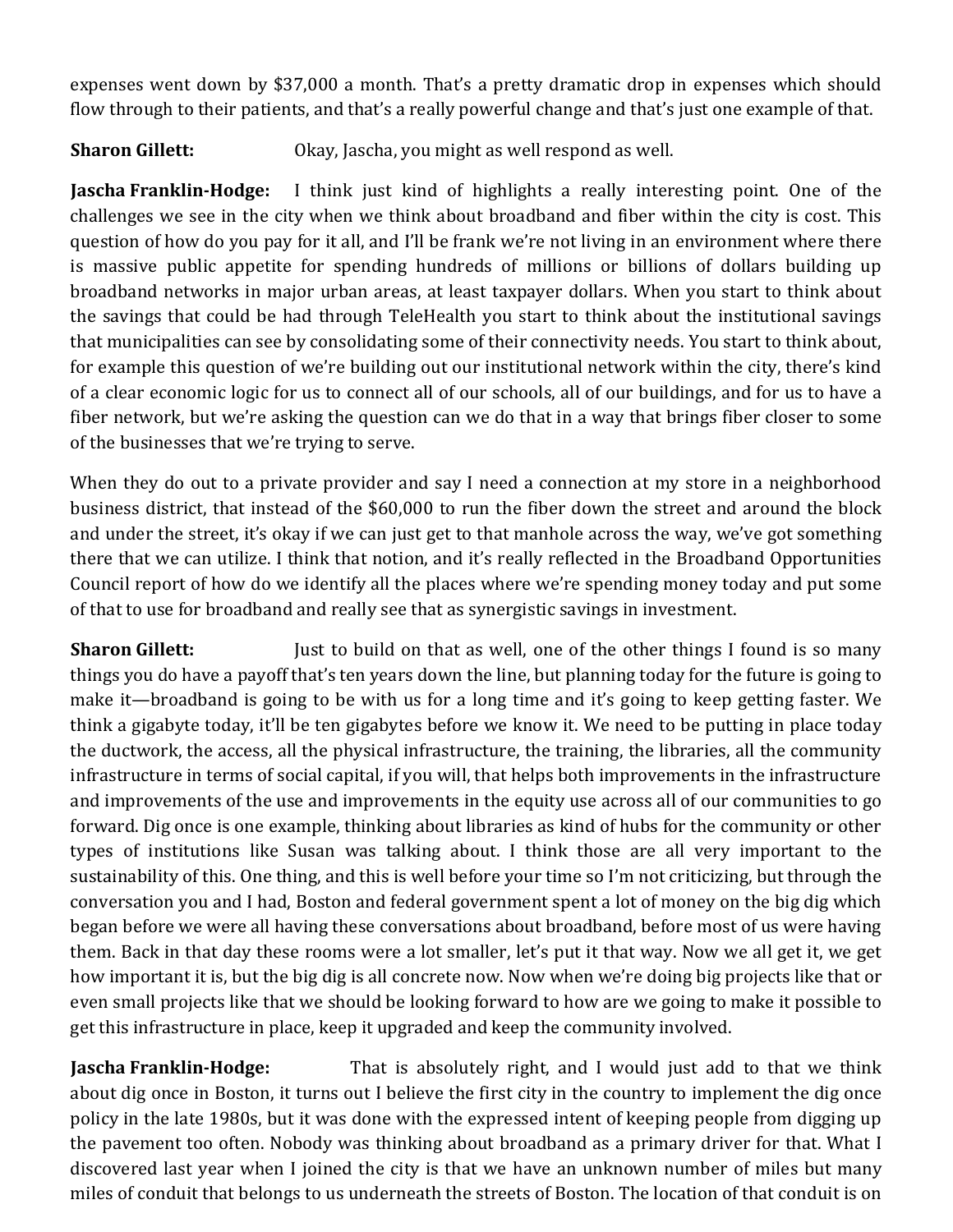expenses went down by $37,000 a month. That's a pretty dramatic drop in expenses which should flow through to their patients, and that's a really powerful change and that's just one example of that.

**Sharon Gillett:** Okay, Jascha, you might as well respond as well.

**Jascha Franklin-Hodge:** I think just kind of highlights a really interesting point. One of the challenges we see in the city when we think about broadband and fiber within the city is cost. This question of how do you pay for it all, and I'll be frank we're not living in an environment where there is massive public appetite for spending hundreds of millions or billions of dollars building up broadband networks in major urban areas, at least taxpayer dollars. When you start to think about the savings that could be had through TeleHealth you start to think about the institutional savings that municipalities can see by consolidating some of their connectivity needs. You start to think about, for example this question of we're building out our institutional network within the city, there's kind of a clear economic logic for us to connect all of our schools, all of our buildings, and for us to have a fiber network, but we're asking the question can we do that in a way that brings fiber closer to some of the businesses that we're trying to serve.

When they do out to a private provider and say I need a connection at my store in a neighborhood business district, that instead of the $60,000 to run the fiber down the street and around the block and under the street, it's okay if we can just get to that manhole across the way, we've got something there that we can utilize. I think that notion, and it's really reflected in the Broadband Opportunities Council report of how do we identify all the places where we're spending money today and put some of that to use for broadband and really see that as synergistic savings in investment.

**Sharon Gillett:** Just to build on that as well, one of the other things I found is so many things you do have a payoff that's ten years down the line, but planning today for the future is going to make it—broadband is going to be with us for a long time and it's going to keep getting faster. We think a gigabyte today, it'll be ten gigabytes before we know it. We need to be putting in place today the ductwork, the access, all the physical infrastructure, the training, the libraries, all the community infrastructure in terms of social capital, if you will, that helps both improvements in the infrastructure and improvements of the use and improvements in the equity use across all of our communities to go forward. Dig once is one example, thinking about libraries as kind of hubs for the community or other types of institutions like Susan was talking about. I think those are all very important to the sustainability of this. One thing, and this is well before your time so I'm not criticizing, but through the conversation you and I had, Boston and federal government spent a lot of money on the big dig which began before we were all having these conversations about broadband, before most of us were having them. Back in that day these rooms were a lot smaller, let's put it that way. Now we all get it, we get how important it is, but the big dig is all concrete now. Now when we're doing big projects like that or even small projects like that we should be looking forward to how are we going to make it possible to get this infrastructure in place, keep it upgraded and keep the community involved.

**Jascha Franklin-Hodge:** That is absolutely right, and I would just add to that we think about dig once in Boston, it turns out I believe the first city in the country to implement the dig once policy in the late 1980s, but it was done with the expressed intent of keeping people from digging up the pavement too often. Nobody was thinking about broadband as a primary driver for that. What I discovered last year when I joined the city is that we have an unknown number of miles but many miles of conduit that belongs to us underneath the streets of Boston. The location of that conduit is on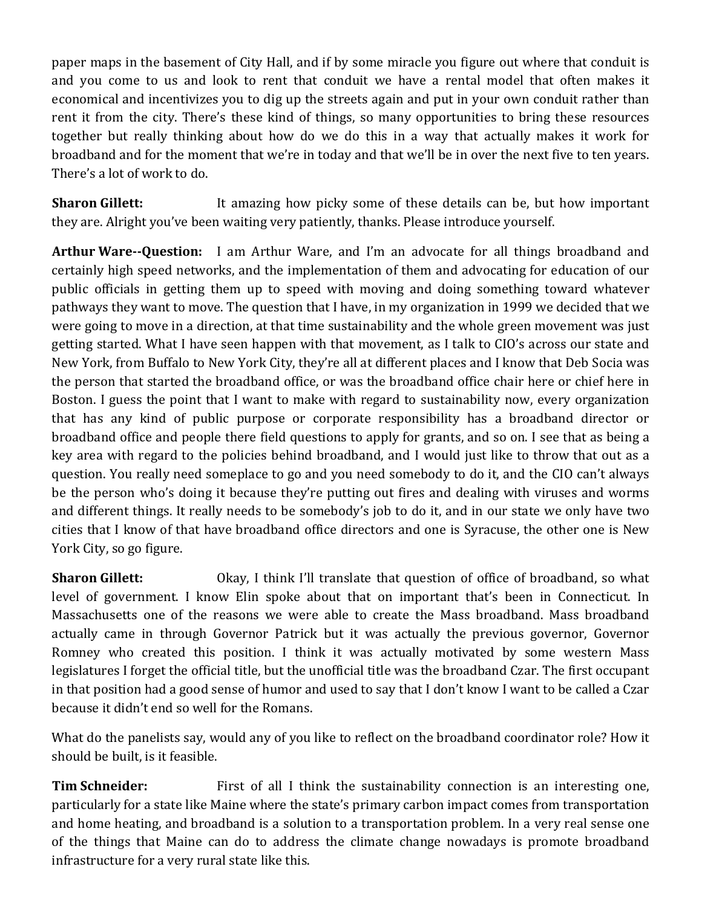paper maps in the basement of City Hall, and if by some miracle you figure out where that conduit is and you come to us and look to rent that conduit we have a rental model that often makes it economical and incentivizes you to dig up the streets again and put in your own conduit rather than rent it from the city. There's these kind of things, so many opportunities to bring these resources together but really thinking about how do we do this in a way that actually makes it work for broadband and for the moment that we're in today and that we'll be in over the next five to ten years. There's a lot of work to do.

**Sharon Gillett:** It amazing how picky some of these details can be, but how important they are. Alright you've been waiting very patiently, thanks. Please introduce yourself.

**Arthur Ware--Question:** I am Arthur Ware, and I'm an advocate for all things broadband and certainly high speed networks, and the implementation of them and advocating for education of our public officials in getting them up to speed with moving and doing something toward whatever pathways they want to move. The question that I have, in my organization in 1999 we decided that we were going to move in a direction, at that time sustainability and the whole green movement was just getting started. What I have seen happen with that movement, as I talk to CIO's across our state and New York, from Buffalo to New York City, they're all at different places and I know that Deb Socia was the person that started the broadband office, or was the broadband office chair here or chief here in Boston. I guess the point that I want to make with regard to sustainability now, every organization that has any kind of public purpose or corporate responsibility has a broadband director or broadband office and people there field questions to apply for grants, and so on. I see that as being a key area with regard to the policies behind broadband, and I would just like to throw that out as a question. You really need someplace to go and you need somebody to do it, and the CIO can't always be the person who's doing it because they're putting out fires and dealing with viruses and worms and different things. It really needs to be somebody's job to do it, and in our state we only have two cities that I know of that have broadband office directors and one is Syracuse, the other one is New York City, so go figure.

**Sharon Gillett:** Okay, I think I'll translate that question of office of broadband, so what level of government. I know Elin spoke about that on important that's been in Connecticut. In Massachusetts one of the reasons we were able to create the Mass broadband. Mass broadband actually came in through Governor Patrick but it was actually the previous governor, Governor Romney who created this position. I think it was actually motivated by some western Mass legislatures I forget the official title, but the unofficial title was the broadband Czar. The first occupant in that position had a good sense of humor and used to say that I don't know I want to be called a Czar because it didn't end so well for the Romans.

What do the panelists say, would any of you like to reflect on the broadband coordinator role? How it should be built, is it feasible.

**Tim Schneider:** First of all I think the sustainability connection is an interesting one, particularly for a state like Maine where the state's primary carbon impact comes from transportation and home heating, and broadband is a solution to a transportation problem. In a very real sense one of the things that Maine can do to address the climate change nowadays is promote broadband infrastructure for a very rural state like this.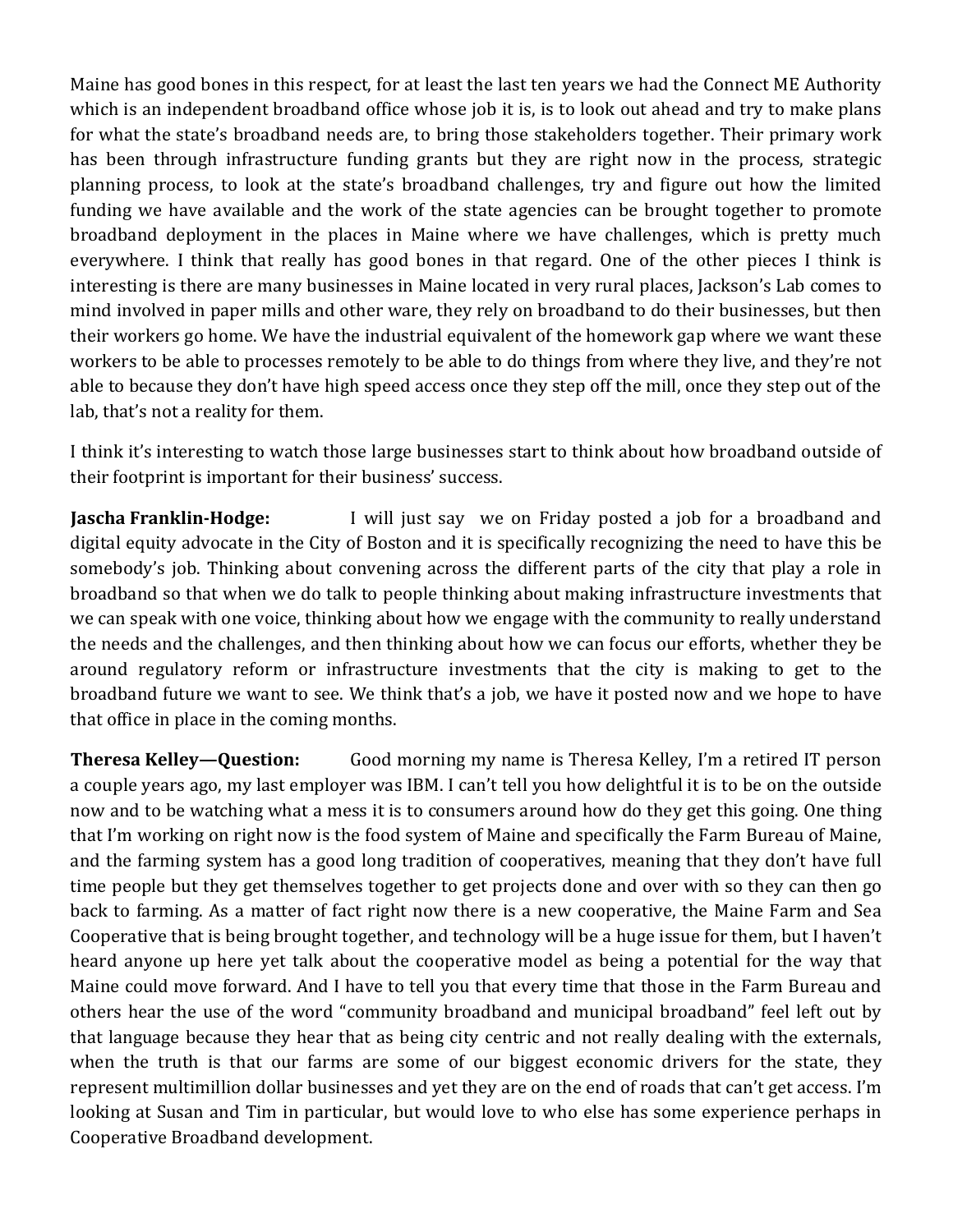Maine has good bones in this respect, for at least the last ten years we had the Connect ME Authority which is an independent broadband office whose job it is, is to look out ahead and try to make plans for what the state's broadband needs are, to bring those stakeholders together. Their primary work has been through infrastructure funding grants but they are right now in the process, strategic planning process, to look at the state's broadband challenges, try and figure out how the limited funding we have available and the work of the state agencies can be brought together to promote broadband deployment in the places in Maine where we have challenges, which is pretty much everywhere. I think that really has good bones in that regard. One of the other pieces I think is interesting is there are many businesses in Maine located in very rural places, Jackson's Lab comes to mind involved in paper mills and other ware, they rely on broadband to do their businesses, but then their workers go home. We have the industrial equivalent of the homework gap where we want these workers to be able to processes remotely to be able to do things from where they live, and they're not able to because they don't have high speed access once they step off the mill, once they step out of the lab, that's not a reality for them.

I think it's interesting to watch those large businesses start to think about how broadband outside of their footprint is important for their business' success.

**Jascha Franklin-Hodge:** I will just say we on Friday posted a job for a broadband and digital equity advocate in the City of Boston and it is specifically recognizing the need to have this be somebody's job. Thinking about convening across the different parts of the city that play a role in broadband so that when we do talk to people thinking about making infrastructure investments that we can speak with one voice, thinking about how we engage with the community to really understand the needs and the challenges, and then thinking about how we can focus our efforts, whether they be around regulatory reform or infrastructure investments that the city is making to get to the broadband future we want to see. We think that's a job, we have it posted now and we hope to have that office in place in the coming months.

**Theresa Kelley—Question:** Good morning my name is Theresa Kelley, I'm a retired IT person a couple years ago, my last employer was IBM. I can't tell you how delightful it is to be on the outside now and to be watching what a mess it is to consumers around how do they get this going. One thing that I'm working on right now is the food system of Maine and specifically the Farm Bureau of Maine, and the farming system has a good long tradition of cooperatives, meaning that they don't have full time people but they get themselves together to get projects done and over with so they can then go back to farming. As a matter of fact right now there is a new cooperative, the Maine Farm and Sea Cooperative that is being brought together, and technology will be a huge issue for them, but I haven't heard anyone up here yet talk about the cooperative model as being a potential for the way that Maine could move forward. And I have to tell you that every time that those in the Farm Bureau and others hear the use of the word "community broadband and municipal broadband" feel left out by that language because they hear that as being city centric and not really dealing with the externals, when the truth is that our farms are some of our biggest economic drivers for the state, they represent multimillion dollar businesses and yet they are on the end of roads that can't get access. I'm looking at Susan and Tim in particular, but would love to who else has some experience perhaps in Cooperative Broadband development.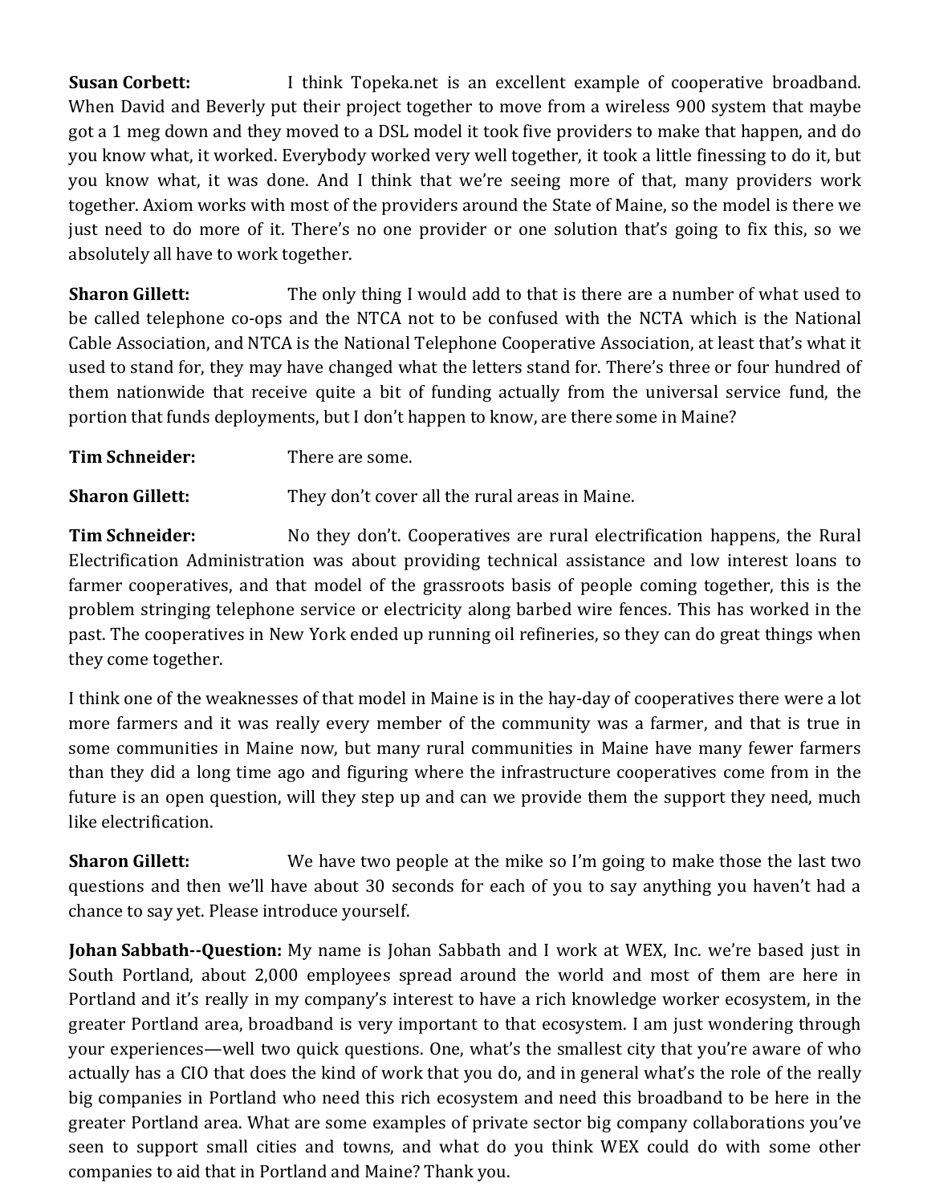**Susan Corbett:** I think Topeka.net is an excellent example of cooperative broadband. When David and Beverly put their project together to move from a wireless 900 system that maybe got a 1 meg down and they moved to a DSL model it took five providers to make that happen, and do you know what, it worked. Everybody worked very well together, it took a little finessing to do it, but you know what, it was done. And I think that we're seeing more of that, many providers work together. Axiom works with most of the providers around the State of Maine, so the model is there we just need to do more of it. There's no one provider or one solution that's going to fix this, so we absolutely all have to work together.

**Sharon Gillett:** The only thing I would add to that is there are a number of what used to be called telephone co-ops and the NTCA not to be confused with the NCTA which is the National Cable Association, and NTCA is the National Telephone Cooperative Association, at least that's what it used to stand for, they may have changed what the letters stand for. There's three or four hundred of them nationwide that receive quite a bit of funding actually from the universal service fund, the portion that funds deployments, but I don't happen to know, are there some in Maine?

**Tim Schneider:** There are some.

**Sharon Gillett:** They don't cover all the rural areas in Maine.

**Tim Schneider:** No they don't. Cooperatives are rural electrification happens, the Rural Electrification Administration was about providing technical assistance and low interest loans to farmer cooperatives, and that model of the grassroots basis of people coming together, this is the problem stringing telephone service or electricity along barbed wire fences. This has worked in the past. The cooperatives in New York ended up running oil refineries, so they can do great things when they come together.

I think one of the weaknesses of that model in Maine is in the hay-day of cooperatives there were a lot more farmers and it was really every member of the community was a farmer, and that is true in some communities in Maine now, but many rural communities in Maine have many fewer farmers than they did a long time ago and figuring where the infrastructure cooperatives come from in the future is an open question, will they step up and can we provide them the support they need, much like electrification.

**Sharon Gillett:** We have two people at the mike so I'm going to make those the last two questions and then we'll have about 30 seconds for each of you to say anything you haven't had a chance to say yet. Please introduce yourself.

**Johan Sabbath--Question:** My name is Johan Sabbath and I work at WEX, Inc. we're based just in South Portland, about 2,000 employees spread around the world and most of them are here in Portland and it's really in my company's interest to have a rich knowledge worker ecosystem, in the greater Portland area, broadband is very important to that ecosystem. I am just wondering through your experiences—well two quick questions. One, what's the smallest city that you're aware of who actually has a CIO that does the kind of work that you do, and in general what's the role of the really big companies in Portland who need this rich ecosystem and need this broadband to be here in the greater Portland area. What are some examples of private sector big company collaborations you've seen to support small cities and towns, and what do you think WEX could do with some other companies to aid that in Portland and Maine? Thank you.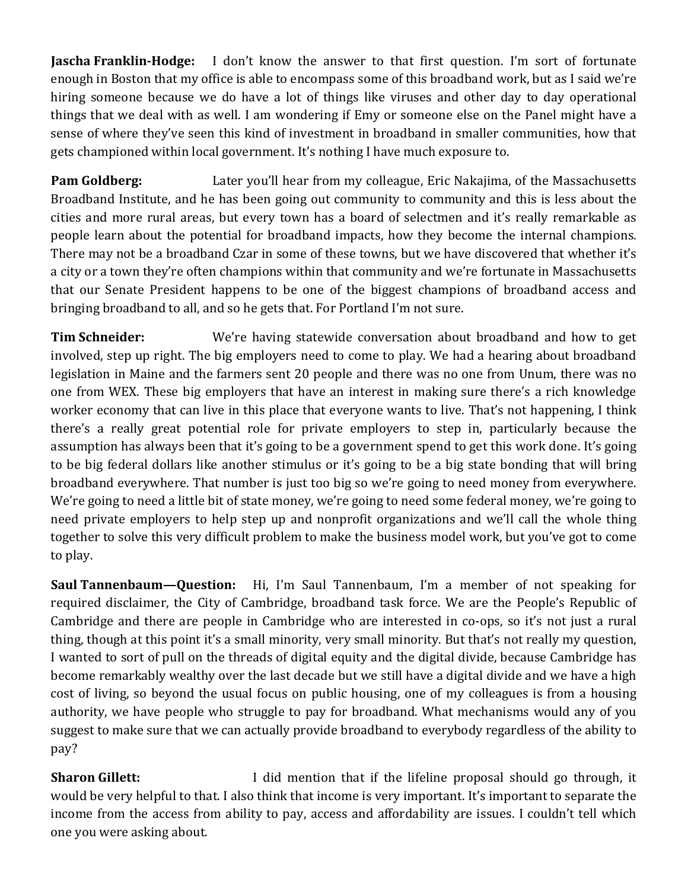**Jascha Franklin-Hodge:** I don't know the answer to that first question. I'm sort of fortunate enough in Boston that my office is able to encompass some of this broadband work, but as I said we're hiring someone because we do have a lot of things like viruses and other day to day operational things that we deal with as well. I am wondering if Emy or someone else on the Panel might have a sense of where they've seen this kind of investment in broadband in smaller communities, how that gets championed within local government. It's nothing I have much exposure to.

**Pam Goldberg:** Later you'll hear from my colleague, Eric Nakajima, of the Massachusetts Broadband Institute, and he has been going out community to community and this is less about the cities and more rural areas, but every town has a board of selectmen and it's really remarkable as people learn about the potential for broadband impacts, how they become the internal champions. There may not be a broadband Czar in some of these towns, but we have discovered that whether it's a city or a town they're often champions within that community and we're fortunate in Massachusetts that our Senate President happens to be one of the biggest champions of broadband access and bringing broadband to all, and so he gets that. For Portland I'm not sure.

**Tim Schneider:** We're having statewide conversation about broadband and how to get involved, step up right. The big employers need to come to play. We had a hearing about broadband legislation in Maine and the farmers sent 20 people and there was no one from Unum, there was no one from WEX. These big employers that have an interest in making sure there's a rich knowledge worker economy that can live in this place that everyone wants to live. That's not happening, I think there's a really great potential role for private employers to step in, particularly because the assumption has always been that it's going to be a government spend to get this work done. It's going to be big federal dollars like another stimulus or it's going to be a big state bonding that will bring broadband everywhere. That number is just too big so we're going to need money from everywhere. We're going to need a little bit of state money, we're going to need some federal money, we're going to need private employers to help step up and nonprofit organizations and we'll call the whole thing together to solve this very difficult problem to make the business model work, but you've got to come to play.

**Saul Tannenbaum—Question:** Hi, I'm Saul Tannenbaum, I'm a member of not speaking for required disclaimer, the City of Cambridge, broadband task force. We are the People's Republic of Cambridge and there are people in Cambridge who are interested in co-ops, so it's not just a rural thing, though at this point it's a small minority, very small minority. But that's not really my question, I wanted to sort of pull on the threads of digital equity and the digital divide, because Cambridge has become remarkably wealthy over the last decade but we still have a digital divide and we have a high cost of living, so beyond the usual focus on public housing, one of my colleagues is from a housing authority, we have people who struggle to pay for broadband. What mechanisms would any of you suggest to make sure that we can actually provide broadband to everybody regardless of the ability to pay?

**Sharon Gillett:** I did mention that if the lifeline proposal should go through, it would be very helpful to that. I also think that income is very important. It's important to separate the income from the access from ability to pay, access and affordability are issues. I couldn't tell which one you were asking about.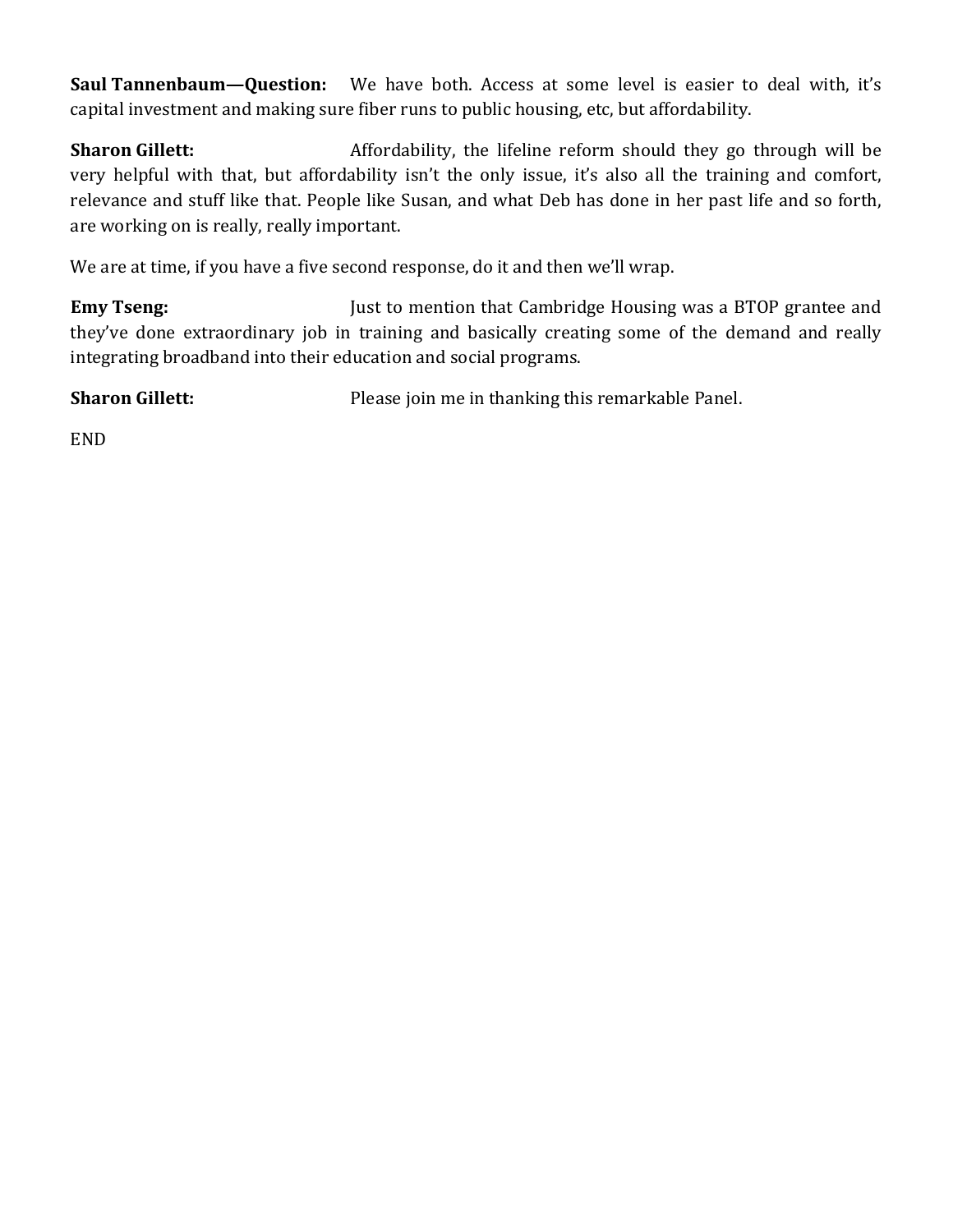**Saul Tannenbaum—Question:** We have both. Access at some level is easier to deal with, it's capital investment and making sure fiber runs to public housing, etc, but affordability.

**Sharon Gillett:** Affordability, the lifeline reform should they go through will be very helpful with that, but affordability isn't the only issue, it's also all the training and comfort, relevance and stuff like that. People like Susan, and what Deb has done in her past life and so forth, are working on is really, really important.

We are at time, if you have a five second response, do it and then we'll wrap.

**Emy Tseng:** Just to mention that Cambridge Housing was a BTOP grantee and they've done extraordinary job in training and basically creating some of the demand and really integrating broadband into their education and social programs.

**Sharon Gillett:** Please join me in thanking this remarkable Panel.

END